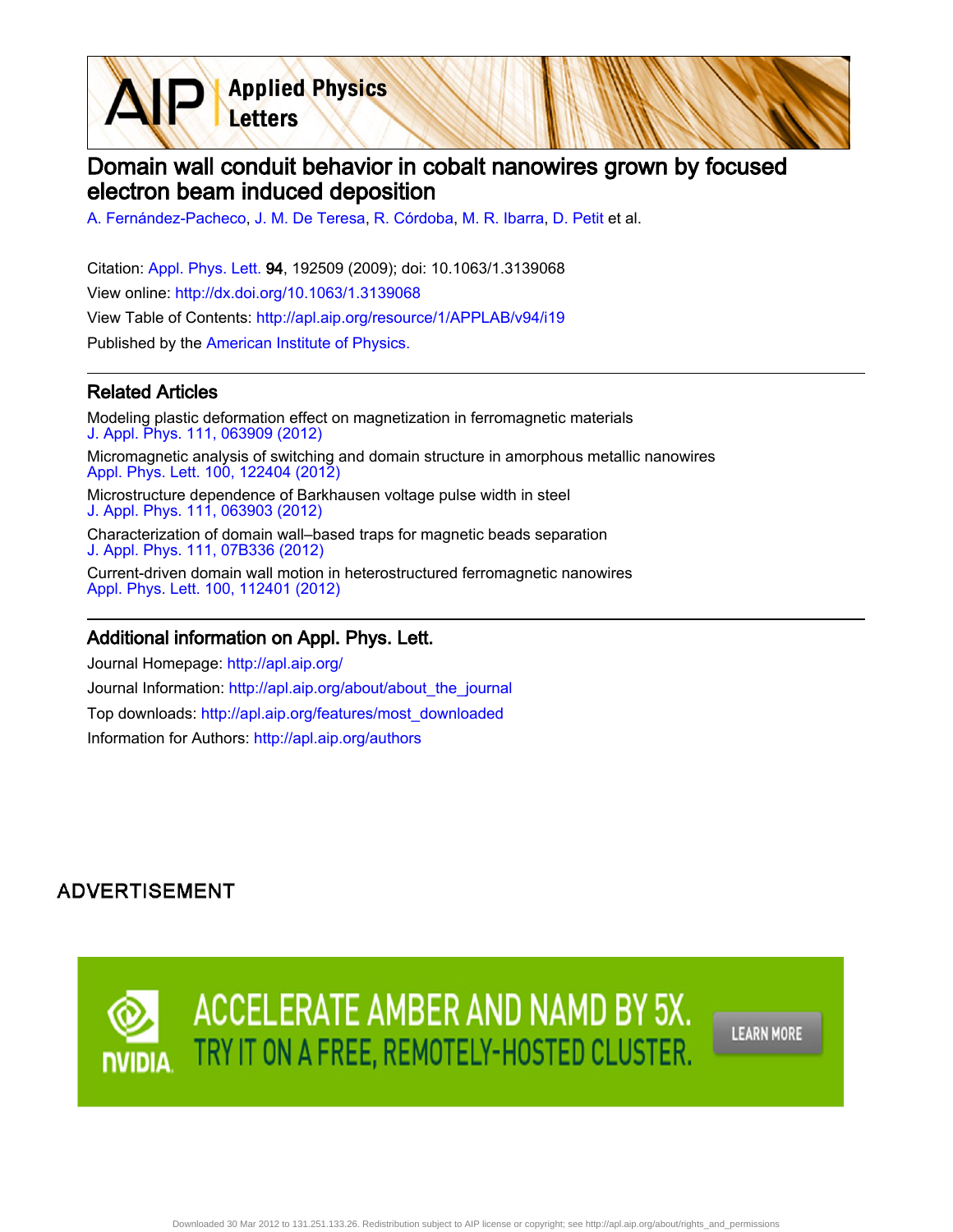AIP Applied Physics Letters

# Domain wall conduit behavior in cobalt nanowires grown by focused electron beam induced deposition

A. Fernández-Pacheco, J. M. De Teresa, R. Córdoba, M. R. Ibarra, D. Petit et al.

Citation: Appl. Phys. Lett. **94**, 192509 (2009); doi: 10.1063/1.3139068

View online: http://dx.doi.org/10.1063/1.3139068

View Table of Contents: http://apl.aip.org/resource/1/APPLAB/v94/i19

Published by the American Institute of Physics.

## Related Articles

Modeling plastic deformation effect on magnetization in ferromagnetic materials
J. Appl. Phys. 111, 063909 (2012)

Micromagnetic analysis of switching and domain structure in amorphous metallic nanowires
Appl. Phys. Lett. 100, 122404 (2012)

Microstructure dependence of Barkhausen voltage pulse width in steel
J. Appl. Phys. 111, 063903 (2012)

Characterization of domain wall–based traps for magnetic beads separation
J. Appl. Phys. 111, 07B336 (2012)

Current-driven domain wall motion in heterostructured ferromagnetic nanowires
Appl. Phys. Lett. 100, 112401 (2012)

## Additional information on Appl. Phys. Lett.

Journal Homepage: http://apl.aip.org/

Journal Information: http://apl.aip.org/about/about_the_journal

Top downloads: http://apl.aip.org/features/most_downloaded

Information for Authors: http://apl.aip.org/authors

ADVERTISEMENT

ACCELERATE AMBER AND NAMD BY 5X. TRY IT ON A FREE, REMOTELY-HOSTED CLUSTER. LEARN MORE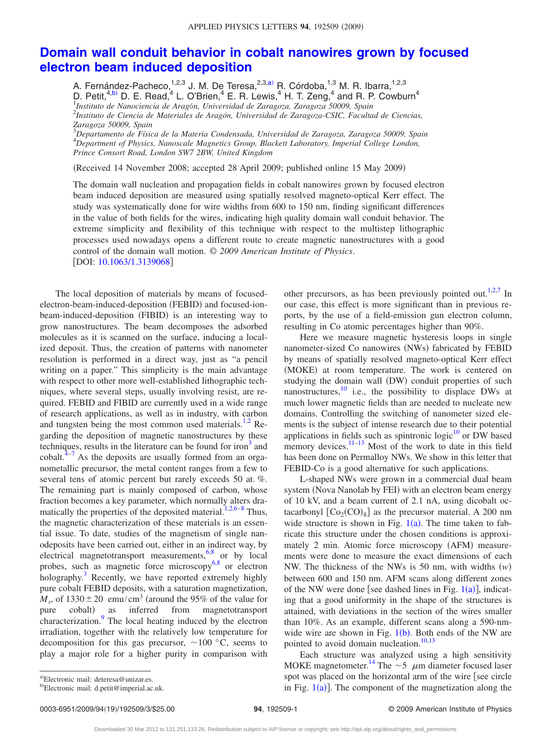# Domain wall conduit behavior in cobalt nanowires grown by focused electron beam induced deposition

A. Fernández-Pacheco,[1,2,3] J. M. De Teresa,[2,3,a)] R. Córdoba,[1,3] M. R. Ibarra,[1,2,3] D. Petit,[4,b)] D. E. Read,[4] L. O'Brien,[4] E. R. Lewis,[4] H. T. Zeng,[4] and R. P. Cowburn[4]

[1]*Instituto de Nanociencia de Aragón, Universidad de Zaragoza, Zaragoza 50009, Spain*
[2]*Instituto de Ciencia de Materiales de Aragón, Universidad de Zaragoza-CSIC, Facultad de Ciencias, Zaragoza 50009, Spain*
[3]*Departamento de Física de la Materia Condensada, Universidad de Zaragoza, Zaragoza 50009, Spain*
[4]*Department of Physics, Nanoscale Magnetics Group, Blackett Laboratory, Imperial College London, Prince Consort Road, London SW7 2BW, United Kingdom*

(Received 14 November 2008; accepted 28 April 2009; published online 15 May 2009)

The domain wall nucleation and propagation fields in cobalt nanowires grown by focused electron beam induced deposition are measured using spatially resolved magneto-optical Kerr effect. The study was systematically done for wire widths from 600 to 150 nm, finding significant differences in the value of both fields for the wires, indicating high quality domain wall conduit behavior. The extreme simplicity and flexibility of this technique with respect to the multistep lithographic processes used nowadays opens a different route to create magnetic nanostructures with a good control of the domain wall motion. © *2009 American Institute of Physics*. [DOI: 10.1063/1.3139068]

The local deposition of materials by means of focused-electron-beam-induced-deposition (FEBID) and focused-ion-beam-induced-deposition (FIBID) is an interesting way to grow nanostructures. The beam decomposes the adsorbed molecules as it is scanned on the surface, inducing a localized deposit. Thus, the creation of patterns with nanometer resolution is performed in a direct way, just as "a pencil writing on a paper." This simplicity is the main advantage with respect to other more well-established lithographic techniques, where several steps, usually involving resist, are required. FEBID and FIBID are currently used in a wide range of research applications, as well as in industry, with carbon and tungsten being the most common used materials.[1,2] Regarding the deposition of magnetic nanostructures by these techniques, results in the literature can be found for iron[3] and cobalt.[4–7] As the deposits are usually formed from an organometallic precursor, the metal content ranges from a few to several tens of atomic percent but rarely exceeds 50 at. %. The remaining part is mainly composed of carbon, whose fraction becomes a key parameter, which normally alters dramatically the properties of the deposited material.[1,2,6–8] Thus, the magnetic characterization of these materials is an essential issue. To date, studies of the magnetism of single nanodeposits have been carried out, either in an indirect way, by electrical magnetotransport measurements,[6,8] or by local probes, such as magnetic force microscopy[6,8] or electron holography.[3] Recently, we have reported extremely highly pure cobalt FEBID deposits, with a saturation magnetization, $M_s$, of $1330 \pm 20$ emu/cm$^3$ (around the 95% of the value for pure cobalt) as inferred from magnetotransport characterization.[9] The local heating induced by the electron irradiation, together with the relatively low temperature for decomposition for this gas precursor, $\sim 100$ °C, seems to play a major role for a higher purity in comparison with other precursors, as has been previously pointed out.[1,2,7] In our case, this effect is more significant than in previous reports, by the use of a field-emission gun electron column, resulting in Co atomic percentages higher than 90%.

Here we measure magnetic hysteresis loops in single nanometer-sized Co nanowires (NWs) fabricated by FEBID by means of spatially resolved magneto-optical Kerr effect (MOKE) at room temperature. The work is centered on studying the domain wall (DW) conduit properties of such nanostructures,[10] i.e., the possibility to displace DWs at much lower magnetic fields than are needed to nucleate new domains. Controlling the switching of nanometer sized elements is the subject of intense research due to their potential applications in fields such as spintronic logic[10] or DW based memory devices.[11–13] Most of the work to date in this field has been done on Permalloy NWs. We show in this letter that FEBID-Co is a good alternative for such applications.

L-shaped NWs were grown in a commercial dual beam system (Nova Nanolab by FEI) with an electron beam energy of 10 kV, and a beam current of 2.1 nA, using dicobalt octacarbonyl [$Co_2(CO)_8$] as the precursor material. A 200 nm wide structure is shown in Fig. 1(a). The time taken to fabricate this structure under the chosen conditions is approximately 2 min. Atomic force microscopy (AFM) measurements were done to measure the exact dimensions of each NW. The thickness of the NWs is 50 nm, with widths ($w$) between 600 and 150 nm. AFM scans along different zones of the NW were done [see dashed lines in Fig. 1(a)], indicating that a good uniformity in the shape of the structures is attained, with deviations in the section of the wires smaller than 10%. As an example, different scans along a 590-nm-wide wire are shown in Fig. 1(b). Both ends of the NW are pointed to avoid domain nucleation.[10,13]

Each structure was analyzed using a high sensitivity MOKE magnetometer.[14] The ~5 μm diameter focused laser spot was placed on the horizontal arm of the wire [see circle in Fig. 1(a)]. The component of the magnetization along the

[a)]Electronic mail: deteresa@unizar.es.
[b)]Electronic mail: d.petit@imperial.ac.uk.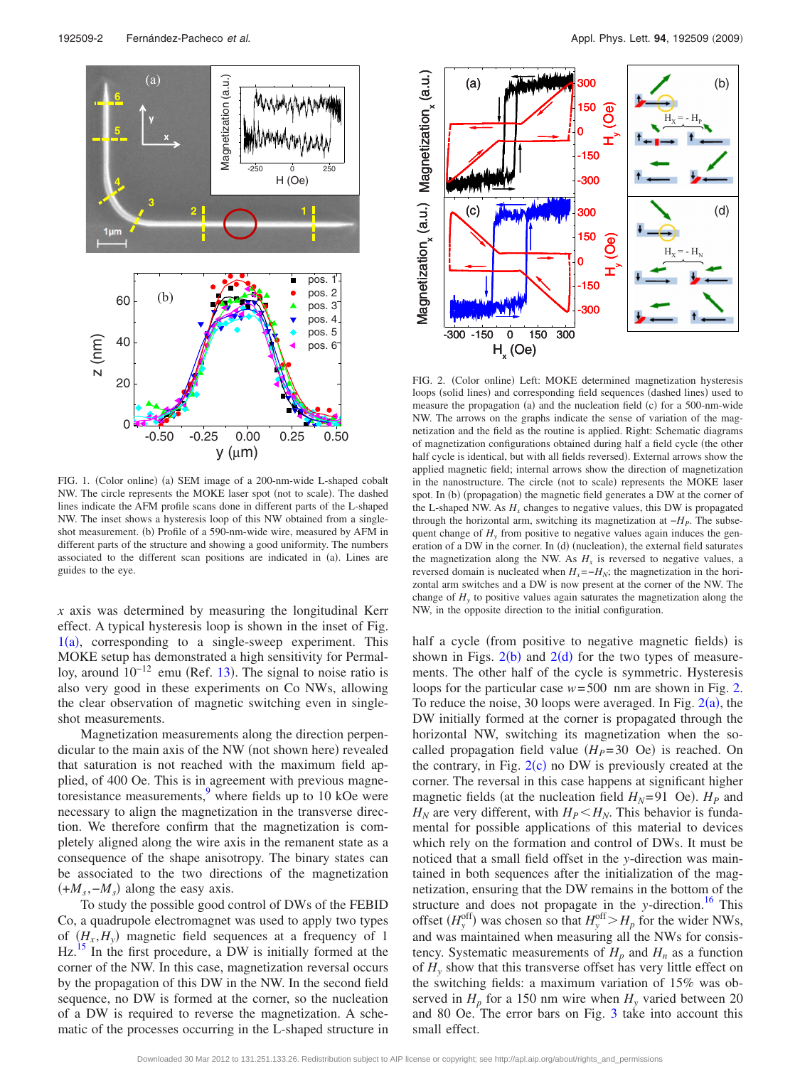FIG. 1. (Color online) (a) SEM image of a 200-nm-wide L-shaped cobalt NW. The circle represents the MOKE laser spot (not to scale). The dashed lines indicate the AFM profile scans done in different parts of the L-shaped NW. The inset shows a hysteresis loop of this NW obtained from a single-shot measurement. (b) Profile of a 590-nm-wide wire, measured by AFM in different parts of the structure and showing a good uniformity. The numbers associated to the different scan positions are indicated in (a). Lines are guides to the eye.

FIG. 2. (Color online) Left: MOKE determined magnetization hysteresis loops (solid lines) and corresponding field sequences (dashed lines) used to measure the propagation (a) and the nucleation field (c) for a 500-nm-wide NW. The arrows on the graphs indicate the sense of variation of the magnetization and the field as the routine is applied. Right: Schematic diagrams of magnetization configurations obtained during half a field cycle (the other half cycle is identical, but with all fields reversed). External arrows show the applied magnetic field; internal arrows show the direction of magnetization in the nanostructure. The circle (not to scale) represents the MOKE laser spot. In (b) (propagation) the magnetic field generates a DW at the corner of the L-shaped NW. As $H_x$ changes to negative values, this DW is propagated through the horizontal arm, switching its magnetization at $-H_P$. The subsequent change of $H_y$ from positive to negative values again induces the generation of a DW in the corner. In (d) (nucleation), the external field saturates the magnetization along the NW. As $H_x$ is reversed to negative values, a reversed domain is nucleated when $H_x=-H_N$; the magnetization in the horizontal arm switches and a DW is now present at the corner of the NW. The change of $H_y$ to positive values again saturates the magnetization along the NW, in the opposite direction to the initial configuration.

$x$ axis was determined by measuring the longitudinal Kerr effect. A typical hysteresis loop is shown in the inset of Fig. 1(a), corresponding to a single-sweep experiment. This MOKE setup has demonstrated a high sensitivity for Permalloy, around $10^{-12}$ emu (Ref. 13). The signal to noise ratio is also very good in these experiments on Co NWs, allowing the clear observation of magnetic switching even in single-shot measurements.

Magnetization measurements along the direction perpendicular to the main axis of the NW (not shown here) revealed that saturation is not reached with the maximum field applied, of 400 Oe. This is in agreement with previous magnetoresistance measurements,[9] where fields up to 10 kOe were necessary to align the magnetization in the transverse direction. We therefore confirm that the magnetization is completely aligned along the wire axis in the remanent state as a consequence of the shape anisotropy. The binary states can be associated to the two directions of the magnetization ($+M_s$,$-M_s$) along the easy axis.

To study the possible good control of DWs of the FEBID Co, a quadrupole electromagnet was used to apply two types of ($H_x$,$H_y$) magnetic field sequences at a frequency of 1 Hz.[15] In the first procedure, a DW is initially formed at the corner of the NW. In this case, magnetization reversal occurs by the propagation of this DW in the NW. In the second field sequence, no DW is formed at the corner, so the nucleation of a DW is required to reverse the magnetization. A schematic of the processes occurring in the L-shaped structure in half a cycle (from positive to negative magnetic fields) is shown in Figs. 2(b) and 2(d) for the two types of measurements. The other half of the cycle is symmetric. Hysteresis loops for the particular case $w=500$ nm are shown in Fig. 2. To reduce the noise, 30 loops were averaged. In Fig. 2(a), the DW initially formed at the corner is propagated through the horizontal NW, switching its magnetization when the so-called propagation field value ($H_P=30$ Oe) is reached. On the contrary, in Fig. 2(c) no DW is previously created at the corner. The reversal in this case happens at significant higher magnetic fields (at the nucleation field $H_N=91$ Oe). $H_P$ and $H_N$ are very different, with $H_P<H_N$. This behavior is fundamental for possible applications of this material to devices which rely on the formation and control of DWs. It must be noticed that a small field offset in the $y$-direction was maintained in both sequences after the initialization of the magnetization, ensuring that the DW remains in the bottom of the structure and does not propagate in the $y$-direction.[16] This offset ($H_y^{\mathrm{off}}$) was chosen so that $H_y^{\mathrm{off}}>H_p$ for the wider NWs, and was maintained when measuring all the NWs for consistency. Systematic measurements of $H_p$ and $H_n$ as a function of $H_y$ show that this transverse offset has very little effect on the switching fields: a maximum variation of 15% was observed in $H_p$ for a 150 nm wire when $H_y$ varied between 20 and 80 Oe. The error bars on Fig. 3 take into account this small effect.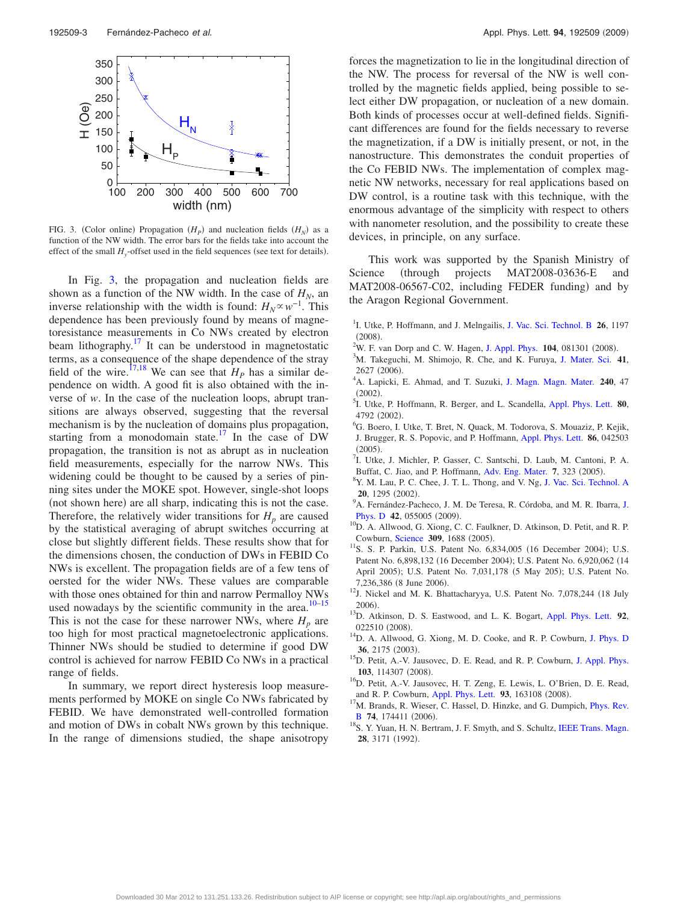350
300
250
200
150
100
50
0
H (Oe)
100 200 300 400 500 600 700
width (nm)
$H_N$
$H_P$

FIG. 3. (Color online) Propagation ($H_P$) and nucleation fields ($H_N$) as a function of the NW width. The error bars for the fields take into account the effect of the small $H_y$-offset used in the field sequences (see text for details).

In Fig. 3, the propagation and nucleation fields are shown as a function of the NW width. In the case of $H_N$, an inverse relationship with the width is found: $H_N \propto w^{-1}$. This dependence has been previously found by means of magnetoresistance measurements in Co NWs created by electron beam lithography.[17] It can be understood in magnetostatic terms, as a consequence of the shape dependence of the stray field of the wire.[17,18] We can see that $H_P$ has a similar dependence on width. A good fit is also obtained with the inverse of $w$. In the case of the nucleation loops, abrupt transitions are always observed, suggesting that the reversal mechanism is by the nucleation of domains plus propagation, starting from a monodomain state.[17] In the case of DW propagation, the transition is not as abrupt as in nucleation field measurements, especially for the narrow NWs. This widening could be thought to be caused by a series of pinning sites under the MOKE spot. However, single-shot loops (not shown here) are all sharp, indicating this is not the case. Therefore, the relatively wider transitions for $H_p$ are caused by the statistical averaging of abrupt switches occurring at close but slightly different fields. These results show that for the dimensions chosen, the conduction of DWs in FEBID Co NWs is excellent. The propagation fields are of a few tens of oersted for the wider NWs. These values are comparable with those obtained for thin and narrow Permalloy NWs used nowadays by the scientific community in the area.[10–15] This is not the case for these narrower NWs, where $H_p$ are too high for most practical magnetoelectronic applications. Thinner NWs should be studied to determine if good DW control is achieved for narrow FEBID Co NWs in a practical range of fields.

In summary, we report direct hysteresis loop measurements performed by MOKE on single Co NWs fabricated by FEBID. We have demonstrated well-controlled formation and motion of DWs in cobalt NWs grown by this technique. In the range of dimensions studied, the shape anisotropy forces the magnetization to lie in the longitudinal direction of the NW. The process for reversal of the NW is well controlled by the magnetic fields applied, being possible to select either DW propagation, or nucleation of a new domain. Both kinds of processes occur at well-defined fields. Significant differences are found for the fields necessary to reverse the magnetization, if a DW is initially present, or not, in the nanostructure. This demonstrates the conduit properties of the Co FEBID NWs. The implementation of complex magnetic NW networks, necessary for real applications based on DW control, is a routine task with this technique, with the enormous advantage of the simplicity with respect to others with nanometer resolution, and the possibility to create these devices, in principle, on any surface.

This work was supported by the Spanish Ministry of Science (through projects MAT2008-03636-E and MAT2008-06567-C02, including FEDER funding) and by the Aragon Regional Government.

[1] I. Utke, P. Hoffmann, and J. Melngailis, J. Vac. Sci. Technol. B **26**, 1197 (2008).

[2] W. F. van Dorp and C. W. Hagen, J. Appl. Phys. **104**, 081301 (2008).

[3] M. Takeguchi, M. Shimojo, R. Che, and K. Furuya, J. Mater. Sci. **41**, 2627 (2006).

[4] A. Lapicki, E. Ahmad, and T. Suzuki, J. Magn. Magn. Mater. **240**, 47 (2002).

[5] I. Utke, P. Hoffmann, R. Berger, and L. Scandella, Appl. Phys. Lett. **80**, 4792 (2002).

[6] G. Boero, I. Utke, T. Bret, N. Quack, M. Todorova, S. Mouaziz, P. Kejik, J. Brugger, R. S. Popovic, and P. Hoffmann, Appl. Phys. Lett. **86**, 042503 (2005).

[7] I. Utke, J. Michler, P. Gasser, C. Santschi, D. Laub, M. Cantoni, P. A. Buffat, C. Jiao, and P. Hoffmann, Adv. Eng. Mater. **7**, 323 (2005).

[8] Y. M. Lau, P. C. Chee, J. T. L. Thong, and V. Ng, J. Vac. Sci. Technol. A **20**, 1295 (2002).

[9] A. Fernández-Pacheco, J. M. De Teresa, R. Córdoba, and M. R. Ibarra, J. Phys. D **42**, 055005 (2009).

[10] D. A. Allwood, G. Xiong, C. C. Faulkner, D. Atkinson, D. Petit, and R. P. Cowburn, Science **309**, 1688 (2005).

[11] S. S. P. Parkin, U.S. Patent No. 6,834,005 (16 December 2004); U.S. Patent No. 6,898,132 (16 December 2004); U.S. Patent No. 6,920,062 (14 April 2005); U.S. Patent No. 7,031,178 (5 May 205); U.S. Patent No. 7,236,386 (8 June 2006).

[12] J. Nickel and M. K. Bhattacharyya, U.S. Patent No. 7,078,244 (18 July 2006).

[13] D. Atkinson, D. S. Eastwood, and L. K. Bogart, Appl. Phys. Lett. **92**, 022510 (2008).

[14] D. A. Allwood, G. Xiong, M. D. Cooke, and R. P. Cowburn, J. Phys. D **36**, 2175 (2003).

[15] D. Petit, A.-V. Jausovec, D. E. Read, and R. P. Cowburn, J. Appl. Phys. **103**, 114307 (2008).

[16] D. Petit, A.-V. Jausovec, H. T. Zeng, E. Lewis, L. O'Brien, D. E. Read, and R. P. Cowburn, Appl. Phys. Lett. **93**, 163108 (2008).

[17] M. Brands, R. Wieser, C. Hassel, D. Hinzke, and G. Dumpich, Phys. Rev. B **74**, 174411 (2006).

[18] S. Y. Yuan, H. N. Bertram, J. F. Smyth, and S. Schultz, IEEE Trans. Magn. **28**, 3171 (1992).